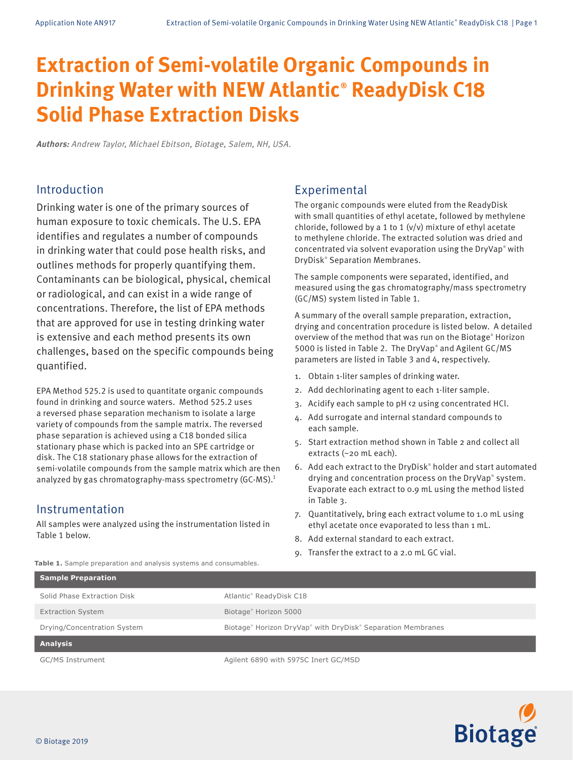# Extraction of Semi-volatile Organic Compounds in Drinking Water with NEW Atlantic® ReadyDisk C18 Solid Phase Extraction Disks

***Authors:*** *Andrew Taylor, Michael Ebitson, Biotage, Salem, NH, USA.*

## Introduction

Drinking water is one of the primary sources of human exposure to toxic chemicals. The U.S. EPA identifies and regulates a number of compounds in drinking water that could pose health risks, and outlines methods for properly quantifying them. Contaminants can be biological, physical, chemical or radiological, and can exist in a wide range of concentrations. Therefore, the list of EPA methods that are approved for use in testing drinking water is extensive and each method presents its own challenges, based on the specific compounds being quantified.

EPA Method 525.2 is used to quantitate organic compounds found in drinking and source waters. Method 525.2 uses a reversed phase separation mechanism to isolate a large variety of compounds from the sample matrix. The reversed phase separation is achieved using a C18 bonded silica stationary phase which is packed into an SPE cartridge or disk. The C18 stationary phase allows for the extraction of semi-volatile compounds from the sample matrix which are then analyzed by gas chromatography-mass spectrometry (GC-MS).[1]

## Instrumentation

All samples were analyzed using the instrumentation listed in Table 1 below.

## Experimental

The organic compounds were eluted from the ReadyDisk with small quantities of ethyl acetate, followed by methylene chloride, followed by a 1 to 1 (v/v) mixture of ethyl acetate to methylene chloride. The extracted solution was dried and concentrated via solvent evaporation using the DryVap® with DryDisk® Separation Membranes.

The sample components were separated, identified, and measured using the gas chromatography/mass spectrometry (GC/MS) system listed in Table 1.

A summary of the overall sample preparation, extraction, drying and concentration procedure is listed below. A detailed overview of the method that was run on the Biotage® Horizon 5000 is listed in Table 2. The DryVap® and Agilent GC/MS parameters are listed in Table 3 and 4, respectively.

1. Obtain 1-liter samples of drinking water.
2. Add dechlorinating agent to each 1-liter sample.
3. Acidify each sample to pH <2 using concentrated HCl.
4. Add surrogate and internal standard compounds to each sample.
5. Start extraction method shown in Table 2 and collect all extracts (~20 mL each).
6. Add each extract to the DryDisk® holder and start automated drying and concentration process on the DryVap® system. Evaporate each extract to 0.9 mL using the method listed in Table 3.
7. Quantitatively, bring each extract volume to 1.0 mL using ethyl acetate once evaporated to less than 1 mL.
8. Add external standard to each extract.
9. Transfer the extract to a 2.0 mL GC vial.

**Table 1.** Sample preparation and analysis systems and consumables.

| **Sample Preparation** | |
|---|---|
| Solid Phase Extraction Disk | Atlantic® ReadyDisk C18 |
| Extraction System | Biotage® Horizon 5000 |
| Drying/Concentration System | Biotage® Horizon DryVap® with DryDisk® Separation Membranes |
| **Analysis** | |
| GC/MS Instrument | Agilent 6890 with 5975C Inert GC/MSD |

© Biotage 2019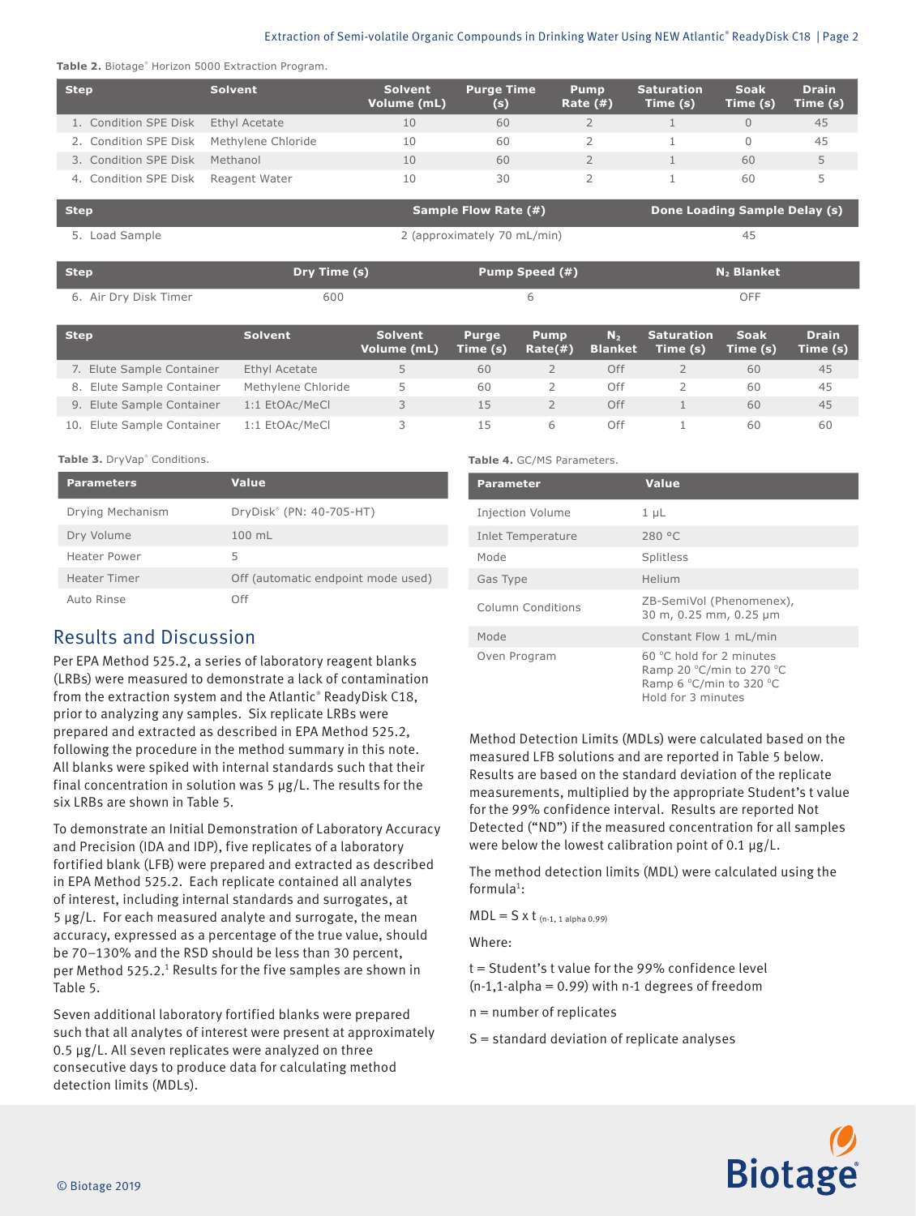**Table 2.** Biotage® Horizon 5000 Extraction Program.

| Step | Solvent | Solvent Volume (mL) | Purge Time (s) | Pump Rate (#) | Saturation Time (s) | Soak Time (s) | Drain Time (s) |
|---|---|---|---|---|---|---|---|
| 1. Condition SPE Disk | Ethyl Acetate | 10 | 60 | 2 | 1 | 0 | 45 |
| 2. Condition SPE Disk | Methylene Chloride | 10 | 60 | 2 | 1 | 0 | 45 |
| 3. Condition SPE Disk | Methanol | 10 | 60 | 2 | 1 | 60 | 5 |
| 4. Condition SPE Disk | Reagent Water | 10 | 30 | 2 | 1 | 60 | 5 |

| Step | Sample Flow Rate (#) | Done Loading Sample Delay (s) |
|---|---|---|
| 5. Load Sample | 2 (approximately 70 mL/min) | 45 |

| Step | Dry Time (s) | Pump Speed (#) | $N_2$ Blanket |
|---|---|---|---|
| 6. Air Dry Disk Timer | 600 | 6 | OFF |

| Step | Solvent | Solvent Volume (mL) | Purge Time (s) | Pump Rate(#) | $N_2$ Blanket | Saturation Time (s) | Soak Time (s) | Drain Time (s) |
|---|---|---|---|---|---|---|---|---|
| 7. Elute Sample Container | Ethyl Acetate | 5 | 60 | 2 | Off | 2 | 60 | 45 |
| 8. Elute Sample Container | Methylene Chloride | 5 | 60 | 2 | Off | 2 | 60 | 45 |
| 9. Elute Sample Container | 1:1 EtOAc/MeCl | 3 | 15 | 2 | Off | 1 | 60 | 45 |
| 10. Elute Sample Container | 1:1 EtOAc/MeCl | 3 | 15 | 6 | Off | 1 | 60 | 60 |

**Table 3.** DryVap® Conditions.

| Parameters | Value |
|---|---|
| Drying Mechanism | DryDisk® (PN: 40-705-HT) |
| Dry Volume | 100 mL |
| Heater Power | 5 |
| Heater Timer | Off (automatic endpoint mode used) |
| Auto Rinse | Off |

**Table 4.** GC/MS Parameters.

| Parameter | Value |
|---|---|
| Injection Volume | 1 µL |
| Inlet Temperature | 280 °C |
| Mode | Splitless |
| Gas Type | Helium |
| Column Conditions | ZB-SemiVol (Phenomenex), 30 m, 0.25 mm, 0.25 µm |
| Mode | Constant Flow 1 mL/min |
| Oven Program | 60 °C hold for 2 minutes<br>Ramp 20 °C/min to 270 °C<br>Ramp 6 °C/min to 320 °C<br>Hold for 3 minutes |

## Results and Discussion

Per EPA Method 525.2, a series of laboratory reagent blanks (LRBs) were measured to demonstrate a lack of contamination from the extraction system and the Atlantic® ReadyDisk C18, prior to analyzing any samples. Six replicate LRBs were prepared and extracted as described in EPA Method 525.2, following the procedure in the method summary in this note. All blanks were spiked with internal standards such that their final concentration in solution was 5 µg/L. The results for the six LRBs are shown in Table 5.

To demonstrate an Initial Demonstration of Laboratory Accuracy and Precision (IDA and IDP), five replicates of a laboratory fortified blank (LFB) were prepared and extracted as described in EPA Method 525.2. Each replicate contained all analytes of interest, including internal standards and surrogates, at 5 µg/L. For each measured analyte and surrogate, the mean accuracy, expressed as a percentage of the true value, should be 70–130% and the RSD should be less than 30 percent, per Method 525.2.[1] Results for the five samples are shown in Table 5.

Seven additional laboratory fortified blanks were prepared such that all analytes of interest were present at approximately 0.5 µg/L. All seven replicates were analyzed on three consecutive days to produce data for calculating method detection limits (MDLs).

Method Detection Limits (MDLs) were calculated based on the measured LFB solutions and are reported in Table 5 below. Results are based on the standard deviation of the replicate measurements, multiplied by the appropriate Student's t value for the 99% confidence interval. Results are reported Not Detected ("ND") if the measured concentration for all samples were below the lowest calibration point of 0.1 µg/L.

The method detection limits (MDL) were calculated using the formula[1]:

$$MDL = S \times t_{(n-1,\ 1\ alpha\ 0.99)}$$

Where:

t = Student's t value for the 99% confidence level (n-1,1-alpha = 0.99) with n-1 degrees of freedom

n = number of replicates

S = standard deviation of replicate analyses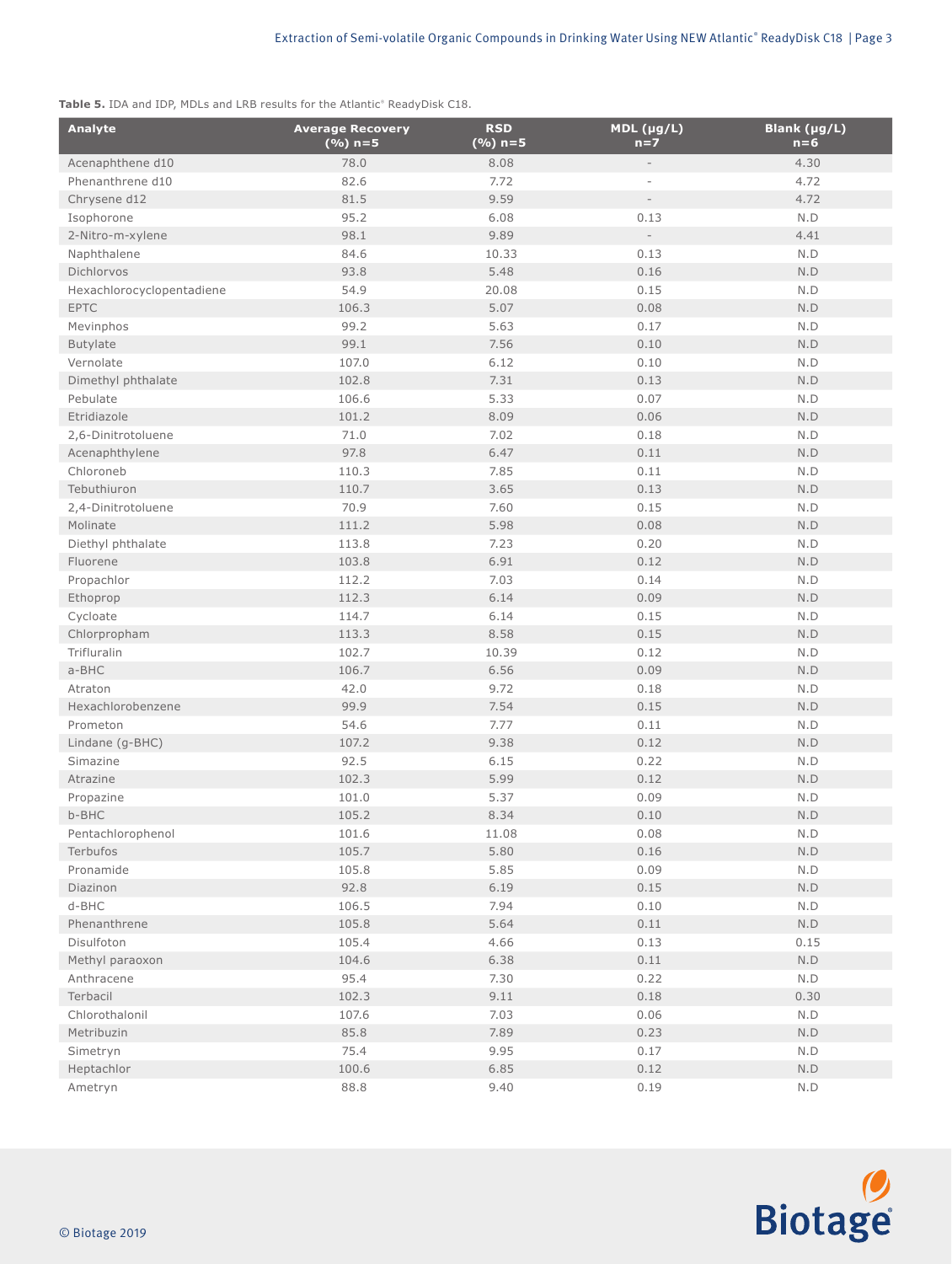**Table 5.** IDA and IDP, MDLs and LRB results for the Atlantic® ReadyDisk C18.

| Analyte | Average Recovery (%) n=5 | RSD (%) n=5 | MDL (µg/L) n=7 | Blank (µg/L) n=6 |
|---|---|---|---|---|
| Acenaphthene d10 | 78.0 | 8.08 | - | 4.30 |
| Phenanthrene d10 | 82.6 | 7.72 | - | 4.72 |
| Chrysene d12 | 81.5 | 9.59 | - | 4.72 |
| Isophorone | 95.2 | 6.08 | 0.13 | N.D |
| 2-Nitro-m-xylene | 98.1 | 9.89 | - | 4.41 |
| Naphthalene | 84.6 | 10.33 | 0.13 | N.D |
| Dichlorvos | 93.8 | 5.48 | 0.16 | N.D |
| Hexachlorocyclopentadiene | 54.9 | 20.08 | 0.15 | N.D |
| EPTC | 106.3 | 5.07 | 0.08 | N.D |
| Mevinphos | 99.2 | 5.63 | 0.17 | N.D |
| Butylate | 99.1 | 7.56 | 0.10 | N.D |
| Vernolate | 107.0 | 6.12 | 0.10 | N.D |
| Dimethyl phthalate | 102.8 | 7.31 | 0.13 | N.D |
| Pebulate | 106.6 | 5.33 | 0.07 | N.D |
| Etridiazole | 101.2 | 8.09 | 0.06 | N.D |
| 2,6-Dinitrotoluene | 71.0 | 7.02 | 0.18 | N.D |
| Acenaphthylene | 97.8 | 6.47 | 0.11 | N.D |
| Chloroneb | 110.3 | 7.85 | 0.11 | N.D |
| Tebuthiuron | 110.7 | 3.65 | 0.13 | N.D |
| 2,4-Dinitrotoluene | 70.9 | 7.60 | 0.15 | N.D |
| Molinate | 111.2 | 5.98 | 0.08 | N.D |
| Diethyl phthalate | 113.8 | 7.23 | 0.20 | N.D |
| Fluorene | 103.8 | 6.91 | 0.12 | N.D |
| Propachlor | 112.2 | 7.03 | 0.14 | N.D |
| Ethoprop | 112.3 | 6.14 | 0.09 | N.D |
| Cycloate | 114.7 | 6.14 | 0.15 | N.D |
| Chlorpropham | 113.3 | 8.58 | 0.15 | N.D |
| Trifluralin | 102.7 | 10.39 | 0.12 | N.D |
| a-BHC | 106.7 | 6.56 | 0.09 | N.D |
| Atraton | 42.0 | 9.72 | 0.18 | N.D |
| Hexachlorobenzene | 99.9 | 7.54 | 0.15 | N.D |
| Prometon | 54.6 | 7.77 | 0.11 | N.D |
| Lindane (g-BHC) | 107.2 | 9.38 | 0.12 | N.D |
| Simazine | 92.5 | 6.15 | 0.22 | N.D |
| Atrazine | 102.3 | 5.99 | 0.12 | N.D |
| Propazine | 101.0 | 5.37 | 0.09 | N.D |
| b-BHC | 105.2 | 8.34 | 0.10 | N.D |
| Pentachlorophenol | 101.6 | 11.08 | 0.08 | N.D |
| Terbufos | 105.7 | 5.80 | 0.16 | N.D |
| Pronamide | 105.8 | 5.85 | 0.09 | N.D |
| Diazinon | 92.8 | 6.19 | 0.15 | N.D |
| d-BHC | 106.5 | 7.94 | 0.10 | N.D |
| Phenanthrene | 105.8 | 5.64 | 0.11 | N.D |
| Disulfoton | 105.4 | 4.66 | 0.13 | 0.15 |
| Methyl paraoxon | 104.6 | 6.38 | 0.11 | N.D |
| Anthracene | 95.4 | 7.30 | 0.22 | N.D |
| Terbacil | 102.3 | 9.11 | 0.18 | 0.30 |
| Chlorothalonil | 107.6 | 7.03 | 0.06 | N.D |
| Metribuzin | 85.8 | 7.89 | 0.23 | N.D |
| Simetryn | 75.4 | 9.95 | 0.17 | N.D |
| Heptachlor | 100.6 | 6.85 | 0.12 | N.D |
| Ametryn | 88.8 | 9.40 | 0.19 | N.D |

© Biotage 2019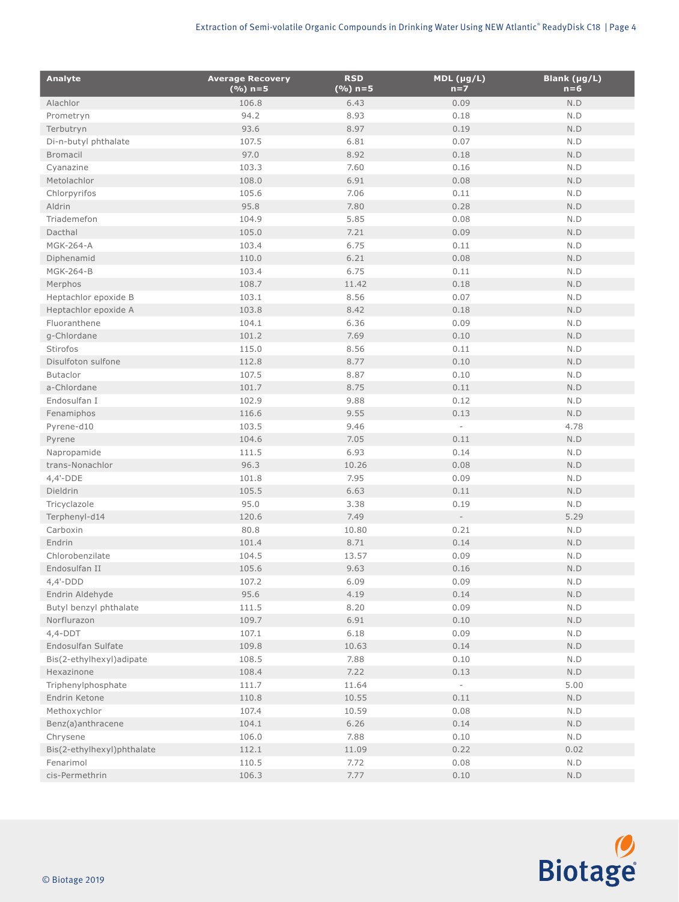| Analyte | Average Recovery (%) n=5 | RSD (%) n=5 | MDL (µg/L) n=7 | Blank (µg/L) n=6 |
|---|---|---|---|---|
| Alachlor | 106.8 | 6.43 | 0.09 | N.D |
| Prometryn | 94.2 | 8.93 | 0.18 | N.D |
| Terbutryn | 93.6 | 8.97 | 0.19 | N.D |
| Di-n-butyl phthalate | 107.5 | 6.81 | 0.07 | N.D |
| Bromacil | 97.0 | 8.92 | 0.18 | N.D |
| Cyanazine | 103.3 | 7.60 | 0.16 | N.D |
| Metolachlor | 108.0 | 6.91 | 0.08 | N.D |
| Chlorpyrifos | 105.6 | 7.06 | 0.11 | N.D |
| Aldrin | 95.8 | 7.80 | 0.28 | N.D |
| Triademefon | 104.9 | 5.85 | 0.08 | N.D |
| Dacthal | 105.0 | 7.21 | 0.09 | N.D |
| MGK-264-A | 103.4 | 6.75 | 0.11 | N.D |
| Diphenamid | 110.0 | 6.21 | 0.08 | N.D |
| MGK-264-B | 103.4 | 6.75 | 0.11 | N.D |
| Merphos | 108.7 | 11.42 | 0.18 | N.D |
| Heptachlor epoxide B | 103.1 | 8.56 | 0.07 | N.D |
| Heptachlor epoxide A | 103.8 | 8.42 | 0.18 | N.D |
| Fluoranthene | 104.1 | 6.36 | 0.09 | N.D |
| g-Chlordane | 101.2 | 7.69 | 0.10 | N.D |
| Stirofos | 115.0 | 8.56 | 0.11 | N.D |
| Disulfoton sulfone | 112.8 | 8.77 | 0.10 | N.D |
| Butaclor | 107.5 | 8.87 | 0.10 | N.D |
| a-Chlordane | 101.7 | 8.75 | 0.11 | N.D |
| Endosulfan I | 102.9 | 9.88 | 0.12 | N.D |
| Fenamiphos | 116.6 | 9.55 | 0.13 | N.D |
| Pyrene-d10 | 103.5 | 9.46 | - | 4.78 |
| Pyrene | 104.6 | 7.05 | 0.11 | N.D |
| Napropamide | 111.5 | 6.93 | 0.14 | N.D |
| trans-Nonachlor | 96.3 | 10.26 | 0.08 | N.D |
| 4,4'-DDE | 101.8 | 7.95 | 0.09 | N.D |
| Dieldrin | 105.5 | 6.63 | 0.11 | N.D |
| Tricyclazole | 95.0 | 3.38 | 0.19 | N.D |
| Terphenyl-d14 | 120.6 | 7.49 | - | 5.29 |
| Carboxin | 80.8 | 10.80 | 0.21 | N.D |
| Endrin | 101.4 | 8.71 | 0.14 | N.D |
| Chlorobenzilate | 104.5 | 13.57 | 0.09 | N.D |
| Endosulfan II | 105.6 | 9.63 | 0.16 | N.D |
| 4,4'-DDD | 107.2 | 6.09 | 0.09 | N.D |
| Endrin Aldehyde | 95.6 | 4.19 | 0.14 | N.D |
| Butyl benzyl phthalate | 111.5 | 8.20 | 0.09 | N.D |
| Norflurazon | 109.7 | 6.91 | 0.10 | N.D |
| 4,4-DDT | 107.1 | 6.18 | 0.09 | N.D |
| Endosulfan Sulfate | 109.8 | 10.63 | 0.14 | N.D |
| Bis(2-ethylhexyl)adipate | 108.5 | 7.88 | 0.10 | N.D |
| Hexazinone | 108.4 | 7.22 | 0.13 | N.D |
| Triphenylphosphate | 111.7 | 11.64 | - | 5.00 |
| Endrin Ketone | 110.8 | 10.55 | 0.11 | N.D |
| Methoxychlor | 107.4 | 10.59 | 0.08 | N.D |
| Benz(a)anthracene | 104.1 | 6.26 | 0.14 | N.D |
| Chrysene | 106.0 | 7.88 | 0.10 | N.D |
| Bis(2-ethylhexyl)phthalate | 112.1 | 11.09 | 0.22 | 0.02 |
| Fenarimol | 110.5 | 7.72 | 0.08 | N.D |
| cis-Permethrin | 106.3 | 7.77 | 0.10 | N.D |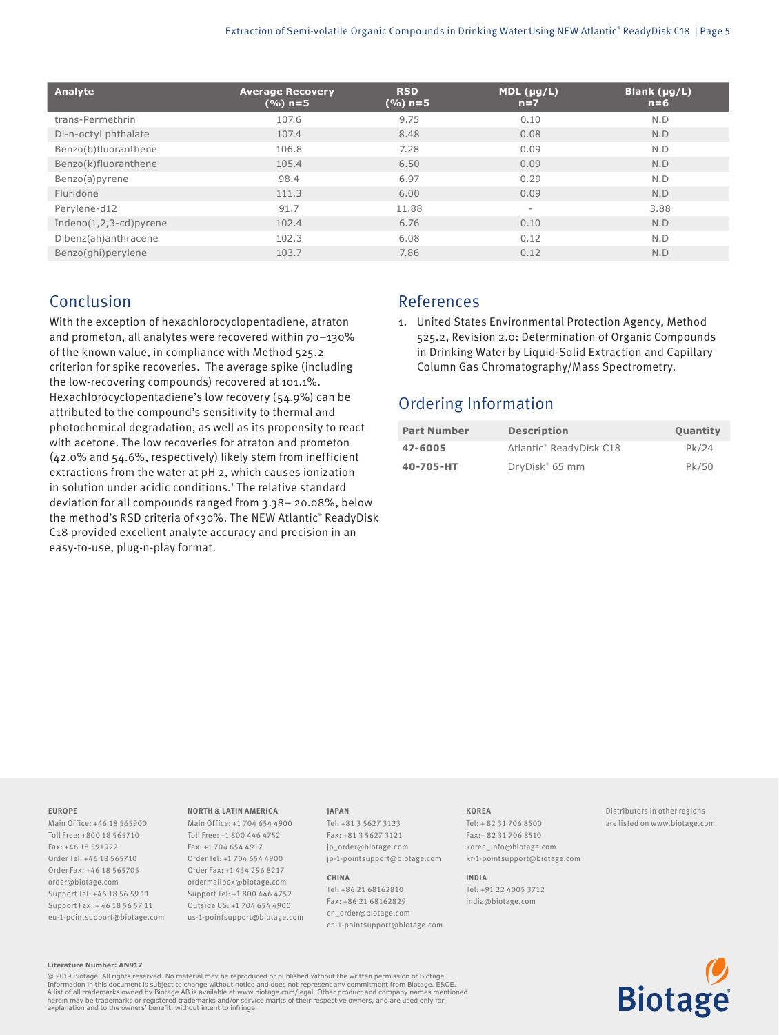| Analyte | Average Recovery (%) n=5 | RSD (%) n=5 | MDL (μg/L) n=7 | Blank (μg/L) n=6 |
|---|---|---|---|---|
| trans-Permethrin | 107.6 | 9.75 | 0.10 | N.D |
| Di-n-octyl phthalate | 107.4 | 8.48 | 0.08 | N.D |
| Benzo(b)fluoranthene | 106.8 | 7.28 | 0.09 | N.D |
| Benzo(k)fluoranthene | 105.4 | 6.50 | 0.09 | N.D |
| Benzo(a)pyrene | 98.4 | 6.97 | 0.29 | N.D |
| Fluridone | 111.3 | 6.00 | 0.09 | N.D |
| Perylene-d12 | 91.7 | 11.88 | - | 3.88 |
| Indeno(1,2,3-cd)pyrene | 102.4 | 6.76 | 0.10 | N.D |
| Dibenz(ah)anthracene | 102.3 | 6.08 | 0.12 | N.D |
| Benzo(ghi)perylene | 103.7 | 7.86 | 0.12 | N.D |

## Conclusion

With the exception of hexachlorocyclopentadiene, atraton and prometon, all analytes were recovered within 70–130% of the known value, in compliance with Method 525.2 criterion for spike recoveries. The average spike (including the low-recovering compounds) recovered at 101.1%. Hexachlorocyclopentadiene's low recovery (54.9%) can be attributed to the compound's sensitivity to thermal and photochemical degradation, as well as its propensity to react with acetone. The low recoveries for atraton and prometon (42.0% and 54.6%, respectively) likely stem from inefficient extractions from the water at pH 2, which causes ionization in solution under acidic conditions.[1] The relative standard deviation for all compounds ranged from 3.38– 20.08%, below the method's RSD criteria of <30%. The NEW Atlantic® ReadyDisk C18 provided excellent analyte accuracy and precision in an easy-to-use, plug-n-play format.

## References

1. United States Environmental Protection Agency, Method 525.2, Revision 2.0: Determination of Organic Compounds in Drinking Water by Liquid-Solid Extraction and Capillary Column Gas Chromatography/Mass Spectrometry.

## Ordering Information

| Part Number | Description | Quantity |
|---|---|---|
| 47-6005 | Atlantic® ReadyDisk C18 | Pk/24 |
| 40-705-HT | DryDisk® 65 mm | Pk/50 |

**EUROPE**
Main Office: +46 18 565900
Toll Free: +800 18 565710
Fax: +46 18 591922
Order Tel: +46 18 565710
Order Fax: +46 18 565705
order@biotage.com
Support Tel: +46 18 56 59 11
Support Fax: + 46 18 56 57 11
eu-1-pointsupport@biotage.com

**NORTH & LATIN AMERICA**
Main Office: +1 704 654 4900
Toll Free: +1 800 446 4752
Fax: +1 704 654 4917
Order Tel: +1 704 654 4900
Order Fax: +1 434 296 8217
ordermailbox@biotage.com
Support Tel: +1 800 446 4752
Outside US: +1 704 654 4900
us-1-pointsupport@biotage.com

**JAPAN**
Tel: +81 3 5627 3123
Fax: +81 3 5627 3121
jp_order@biotage.com
jp-1-pointsupport@biotage.com

**CHINA**
Tel: +86 21 68162810
Fax: +86 21 68162829
cn_order@biotage.com
cn-1-pointsupport@biotage.com

**KOREA**
Tel: + 82 31 706 8500
Fax:+ 82 31 706 8510
korea_info@biotage.com
kr-1-pointsupport@biotage.com

**INDIA**
Tel: +91 22 4005 3712
india@biotage.com

Distributors in other regions are listed on www.biotage.com

**Literature Number: AN917**

© 2019 Biotage. All rights reserved. No material may be reproduced or published without the written permission of Biotage. Information in this document is subject to change without notice and does not represent any commitment from Biotage. E&OE. A list of all trademarks owned by Biotage AB is available at www.biotage.com/legal. Other product and company names mentioned herein may be trademarks or registered trademarks and/or service marks of their respective owners, and are used only for explanation and to the owners' benefit, without intent to infringe.

Biotage®